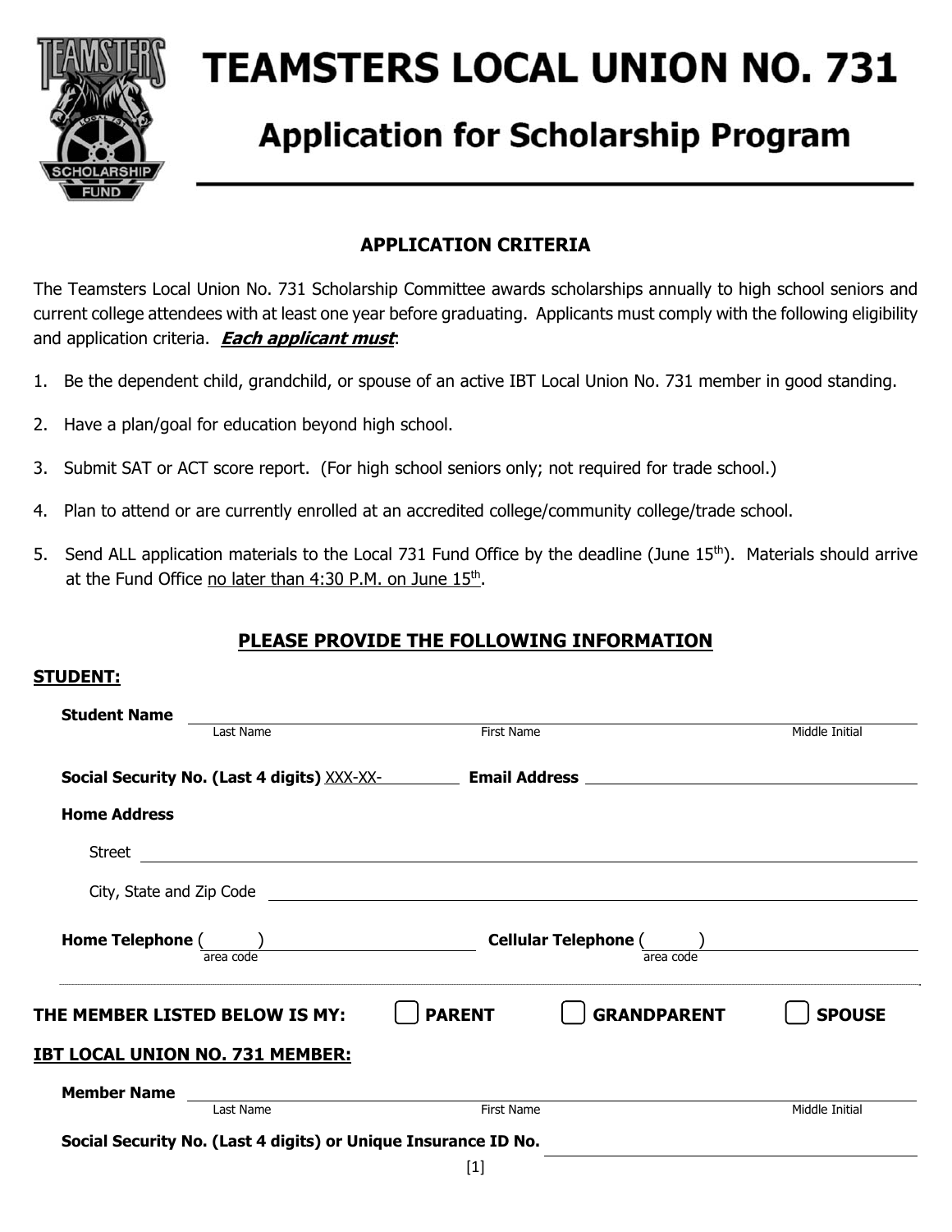# TEAMSTERS LOCAL UNION NO. 731

## Application for Scholarship Program

### APPLICATION CRITERIA

The Teamsters Local Union No. 731 Scholarship Committee awards scholarships annually to high school seniors and current college attendees with at least one year before graduating. Applicants must comply with the following eligibility and application criteria. ***Each applicant must***:

1. Be the dependent child, grandchild, or spouse of an active IBT Local Union No. 731 member in good standing.
2. Have a plan/goal for education beyond high school.
3. Submit SAT or ACT score report. (For high school seniors only; not required for trade school.)
4. Plan to attend or are currently enrolled at an accredited college/community college/trade school.
5. Send ALL application materials to the Local 731 Fund Office by the deadline (June 15th). Materials should arrive at the Fund Office no later than 4:30 P.M. on June 15th.

### PLEASE PROVIDE THE FOLLOWING INFORMATION

**STUDENT:**

**Student Name** ______________________________________________
Last Name First Name Middle Initial

**Social Security No. (Last 4 digits)** XXX-XX-________ **Email Address** ______________________

**Home Address**

Street ______________________________________________

City, State and Zip Code ______________________________________________

**Home Telephone** (____) ______________ **Cellular Telephone** (____) ______________
area code area code

---

**THE MEMBER LISTED BELOW IS MY:** ☐ **PARENT** ☐ **GRANDPARENT** ☐ **SPOUSE**

**IBT LOCAL UNION NO. 731 MEMBER:**

**Member Name** ______________________________________________
Last Name First Name Middle Initial

**Social Security No. (Last 4 digits) or Unique Insurance ID No.** ______________________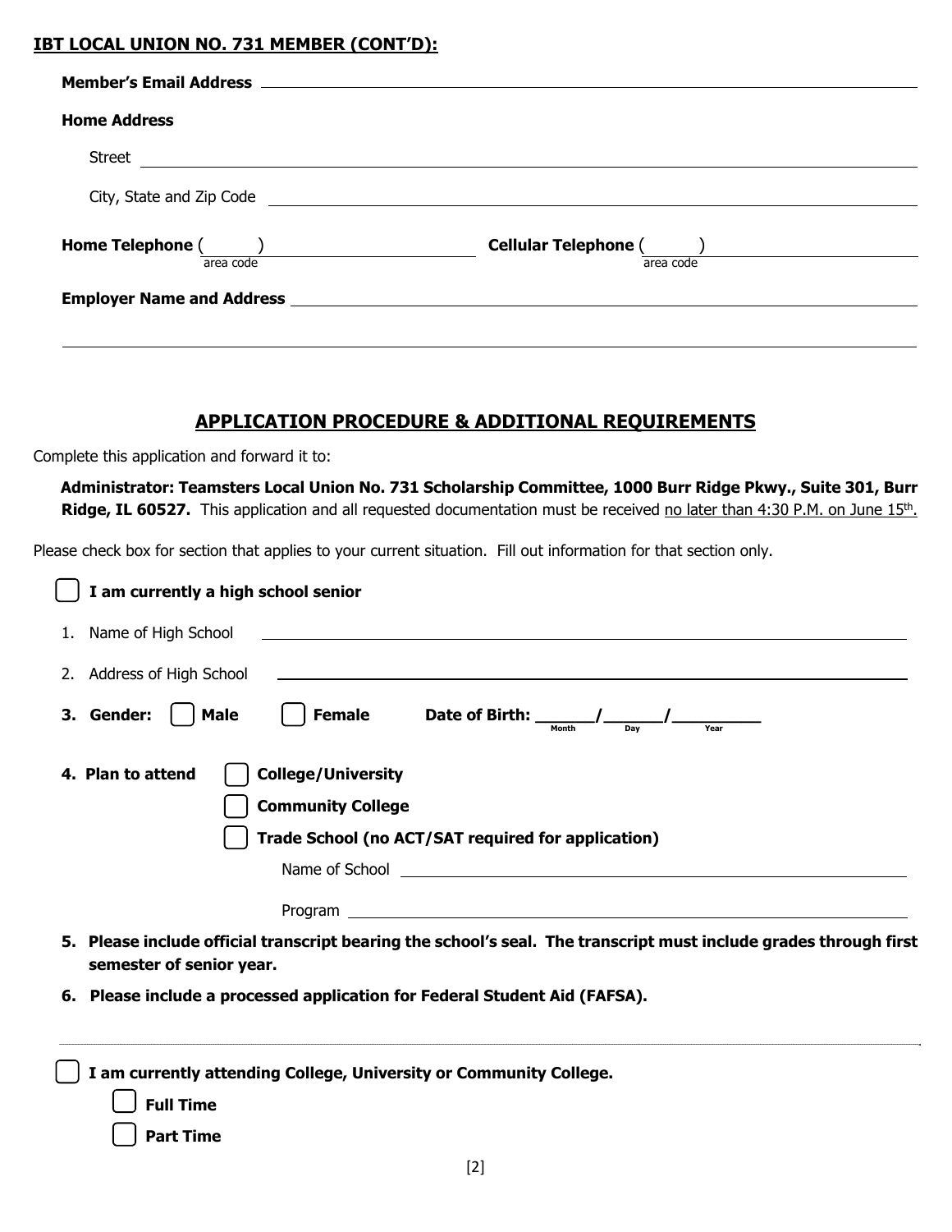**IBT LOCAL UNION NO. 731 MEMBER (CONT'D):**

**Member's Email Address** ______________________________________________

**Home Address**

Street ______________________________________________

City, State and Zip Code ______________________________________________

**Home Telephone** (______) ____________________ **Cellular Telephone** (______) ____________________
(area code) (area code)

**Employer Name and Address** ______________________________________________

______________________________________________

## APPLICATION PROCEDURE & ADDITIONAL REQUIREMENTS

Complete this application and forward it to:

**Administrator: Teamsters Local Union No. 731 Scholarship Committee, 1000 Burr Ridge Pkwy., Suite 301, Burr Ridge, IL 60527.** This application and all requested documentation must be received no later than 4:30 P.M. on June 15th.

Please check box for section that applies to your current situation. Fill out information for that section only.

☐ **I am currently a high school senior**

1. Name of High School ______________________________________________
2. Address of High School ______________________________________________
3. **Gender:** ☐ **Male** ☐ **Female** **Date of Birth:** ______/______/________ (Month / Day / Year)
4. **Plan to attend** ☐ **College/University**
   ☐ **Community College**
   ☐ **Trade School (no ACT/SAT required for application)**

   Name of School ______________________________________________

   Program ______________________________________________
5. **Please include official transcript bearing the school's seal. The transcript must include grades through first semester of senior year.**
6. **Please include a processed application for Federal Student Aid (FAFSA).**

---

☐ **I am currently attending College, University or Community College.**

☐ **Full Time**

☐ **Part Time**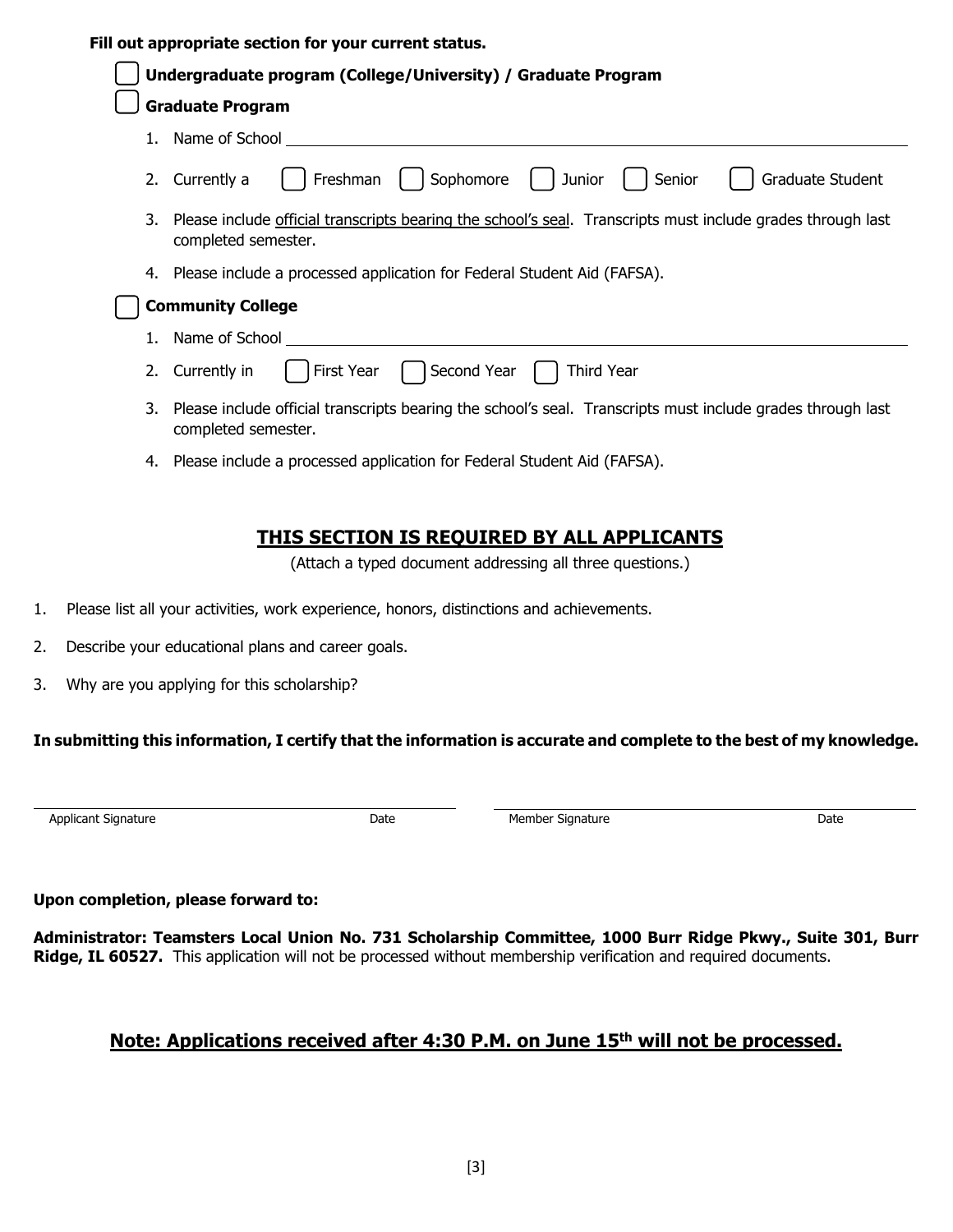**Fill out appropriate section for your current status.**

☐ **Undergraduate program (College/University) / Graduate Program**

☐ **Graduate Program**

1. Name of School \_\_\_\_\_\_\_\_\_\_\_\_\_\_\_\_\_\_\_\_\_\_\_\_\_\_\_\_\_\_\_\_\_\_\_\_\_\_\_\_
2. Currently a ☐ Freshman ☐ Sophomore ☐ Junior ☐ Senior ☐ Graduate Student
3. Please include official transcripts bearing the school's seal. Transcripts must include grades through last completed semester.
4. Please include a processed application for Federal Student Aid (FAFSA).

☐ **Community College**

1. Name of School \_\_\_\_\_\_\_\_\_\_\_\_\_\_\_\_\_\_\_\_\_\_\_\_\_\_\_\_\_\_\_\_\_\_\_\_\_\_\_\_
2. Currently in ☐ First Year ☐ Second Year ☐ Third Year
3. Please include official transcripts bearing the school's seal. Transcripts must include grades through last completed semester.
4. Please include a processed application for Federal Student Aid (FAFSA).

## THIS SECTION IS REQUIRED BY ALL APPLICANTS

(Attach a typed document addressing all three questions.)

1. Please list all your activities, work experience, honors, distinctions and achievements.
2. Describe your educational plans and career goals.
3. Why are you applying for this scholarship?

**In submitting this information, I certify that the information is accurate and complete to the best of my knowledge.**

\_\_\_\_\_\_\_\_\_\_\_\_\_\_\_\_\_\_\_\_\_\_\_\_\_\_\_\_\_\_\_\_\_\_\_\_\_\_\_\_ \_\_\_\_\_\_\_\_\_\_\_\_\_\_\_\_\_\_\_\_\_\_\_\_\_\_\_\_\_\_\_\_\_\_\_\_\_\_\_\_

Applicant Signature Date Member Signature Date

**Upon completion, please forward to:**

**Administrator: Teamsters Local Union No. 731 Scholarship Committee, 1000 Burr Ridge Pkwy., Suite 301, Burr Ridge, IL 60527.** This application will not be processed without membership verification and required documents.

## Note: Applications received after 4:30 P.M. on June 15th will not be processed.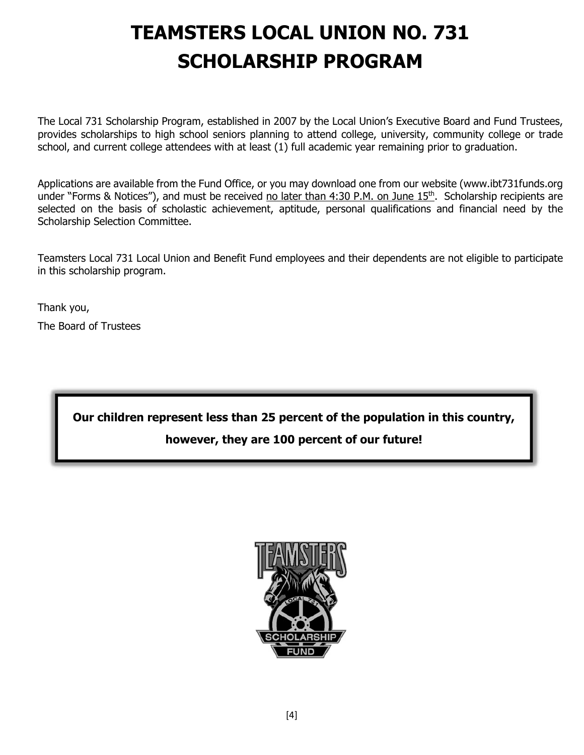# TEAMSTERS LOCAL UNION NO. 731 SCHOLARSHIP PROGRAM

The Local 731 Scholarship Program, established in 2007 by the Local Union's Executive Board and Fund Trustees, provides scholarships to high school seniors planning to attend college, university, community college or trade school, and current college attendees with at least (1) full academic year remaining prior to graduation.

Applications are available from the Fund Office, or you may download one from our website (www.ibt731funds.org under "Forms & Notices"), and must be received no later than 4:30 P.M. on June 15th. Scholarship recipients are selected on the basis of scholastic achievement, aptitude, personal qualifications and financial need by the Scholarship Selection Committee.

Teamsters Local 731 Local Union and Benefit Fund employees and their dependents are not eligible to participate in this scholarship program.

Thank you,

The Board of Trustees

**Our children represent less than 25 percent of the population in this country,**

**however, they are 100 percent of our future!**

TEAMSTERS
LOCAL 731
SCHOLARSHIP
FUND